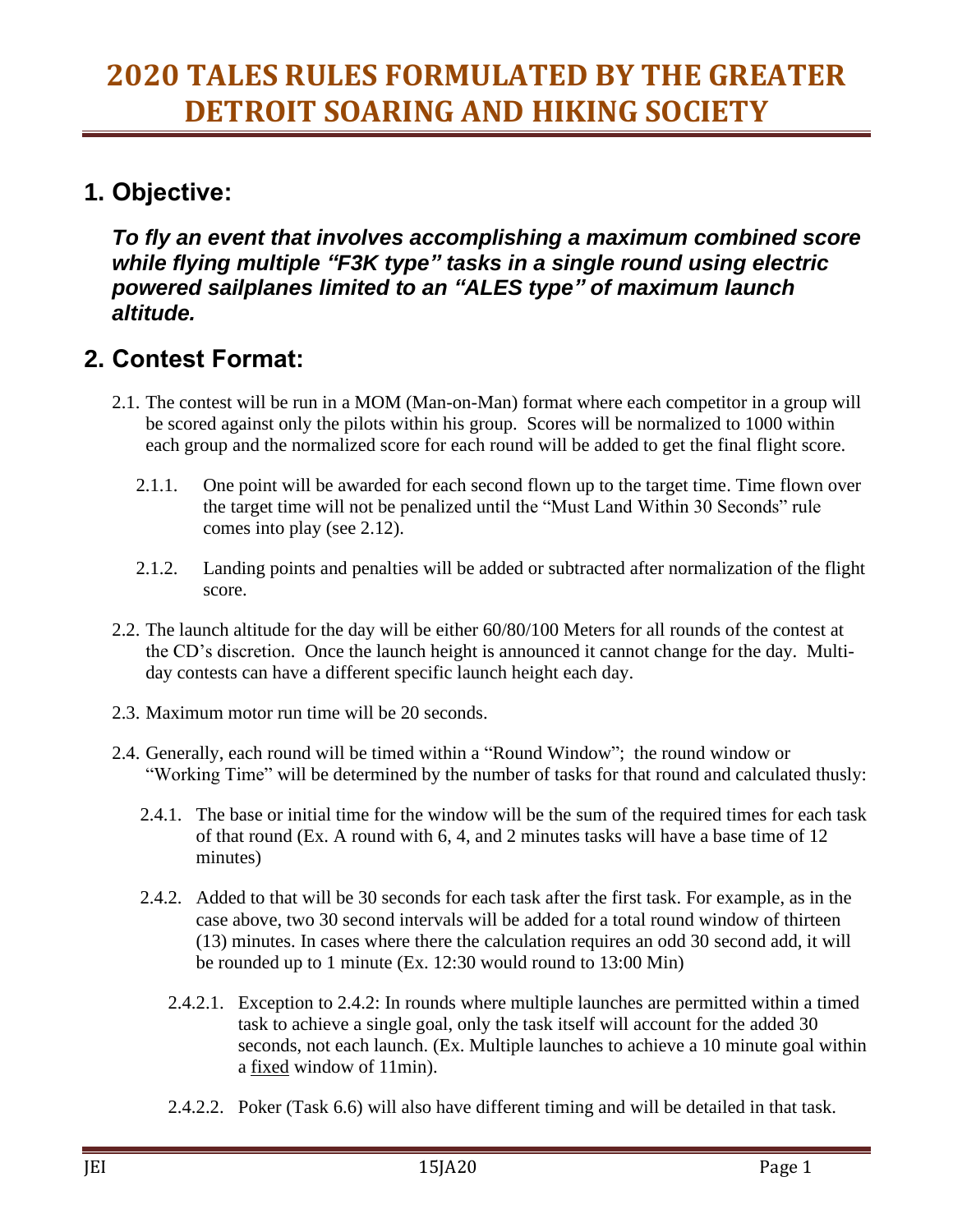# 2020 TALES RULES FORMULATED BY THE GREATER DETROIT SOARING AND HIKING SOCIETY

## 1. Objective:

***To fly an event that involves accomplishing a maximum combined score while flying multiple "F3K type" tasks in a single round using electric powered sailplanes limited to an "ALES type" of maximum launch altitude.***

## 2. Contest Format:

2.1. The contest will be run in a MOM (Man-on-Man) format where each competitor in a group will be scored against only the pilots within his group. Scores will be normalized to 1000 within each group and the normalized score for each round will be added to get the final flight score.

2.1.1. One point will be awarded for each second flown up to the target time. Time flown over the target time will not be penalized until the "Must Land Within 30 Seconds" rule comes into play (see 2.12).

2.1.2. Landing points and penalties will be added or subtracted after normalization of the flight score.

2.2. The launch altitude for the day will be either 60/80/100 Meters for all rounds of the contest at the CD's discretion. Once the launch height is announced it cannot change for the day. Multi-day contests can have a different specific launch height each day.

2.3. Maximum motor run time will be 20 seconds.

2.4. Generally, each round will be timed within a "Round Window"; the round window or "Working Time" will be determined by the number of tasks for that round and calculated thusly:

2.4.1. The base or initial time for the window will be the sum of the required times for each task of that round (Ex. A round with 6, 4, and 2 minutes tasks will have a base time of 12 minutes)

2.4.2. Added to that will be 30 seconds for each task after the first task. For example, as in the case above, two 30 second intervals will be added for a total round window of thirteen (13) minutes. In cases where there the calculation requires an odd 30 second add, it will be rounded up to 1 minute (Ex. 12:30 would round to 13:00 Min)

2.4.2.1. Exception to 2.4.2: In rounds where multiple launches are permitted within a timed task to achieve a single goal, only the task itself will account for the added 30 seconds, not each launch. (Ex. Multiple launches to achieve a 10 minute goal within a <u>fixed</u> window of 11min).

2.4.2.2. Poker (Task 6.6) will also have different timing and will be detailed in that task.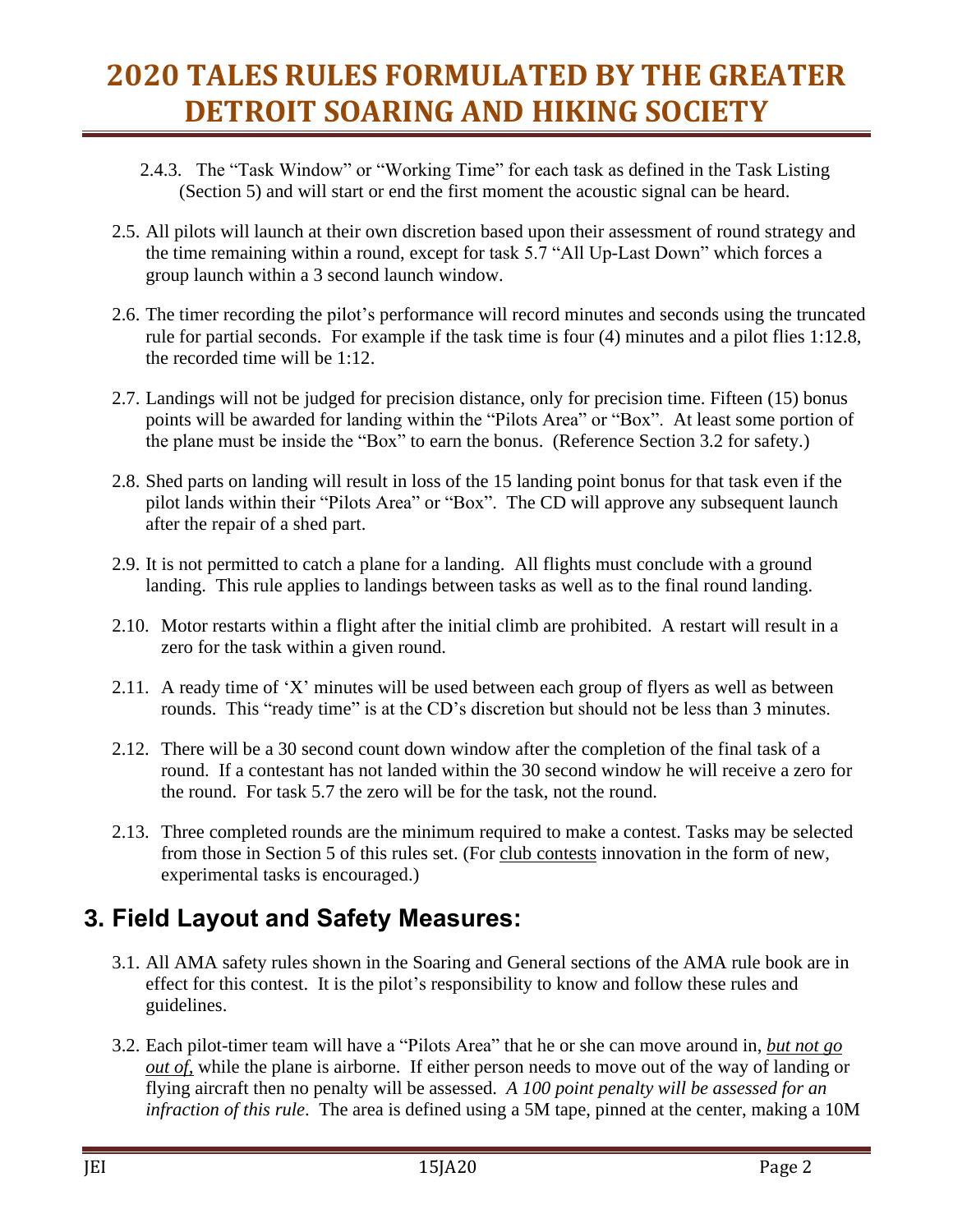2.4.3. The "Task Window" or "Working Time" for each task as defined in the Task Listing (Section 5) and will start or end the first moment the acoustic signal can be heard.

2.5. All pilots will launch at their own discretion based upon their assessment of round strategy and the time remaining within a round, except for task 5.7 "All Up-Last Down" which forces a group launch within a 3 second launch window.

2.6. The timer recording the pilot's performance will record minutes and seconds using the truncated rule for partial seconds. For example if the task time is four (4) minutes and a pilot flies 1:12.8, the recorded time will be 1:12.

2.7. Landings will not be judged for precision distance, only for precision time. Fifteen (15) bonus points will be awarded for landing within the "Pilots Area" or "Box". At least some portion of the plane must be inside the "Box" to earn the bonus. (Reference Section 3.2 for safety.)

2.8. Shed parts on landing will result in loss of the 15 landing point bonus for that task even if the pilot lands within their "Pilots Area" or "Box". The CD will approve any subsequent launch after the repair of a shed part.

2.9. It is not permitted to catch a plane for a landing. All flights must conclude with a ground landing. This rule applies to landings between tasks as well as to the final round landing.

2.10. Motor restarts within a flight after the initial climb are prohibited. A restart will result in a zero for the task within a given round.

2.11. A ready time of 'X' minutes will be used between each group of flyers as well as between rounds. This "ready time" is at the CD's discretion but should not be less than 3 minutes.

2.12. There will be a 30 second count down window after the completion of the final task of a round. If a contestant has not landed within the 30 second window he will receive a zero for the round. For task 5.7 the zero will be for the task, not the round.

2.13. Three completed rounds are the minimum required to make a contest. Tasks may be selected from those in Section 5 of this rules set. (For club contests innovation in the form of new, experimental tasks is encouraged.)

## 3. Field Layout and Safety Measures:

3.1. All AMA safety rules shown in the Soaring and General sections of the AMA rule book are in effect for this contest. It is the pilot's responsibility to know and follow these rules and guidelines.

3.2. Each pilot-timer team will have a "Pilots Area" that he or she can move around in, ***but not go out of,*** while the plane is airborne. If either person needs to move out of the way of landing or flying aircraft then no penalty will be assessed. *A 100 point penalty will be assessed for an infraction of this rule*. The area is defined using a 5M tape, pinned at the center, making a 10M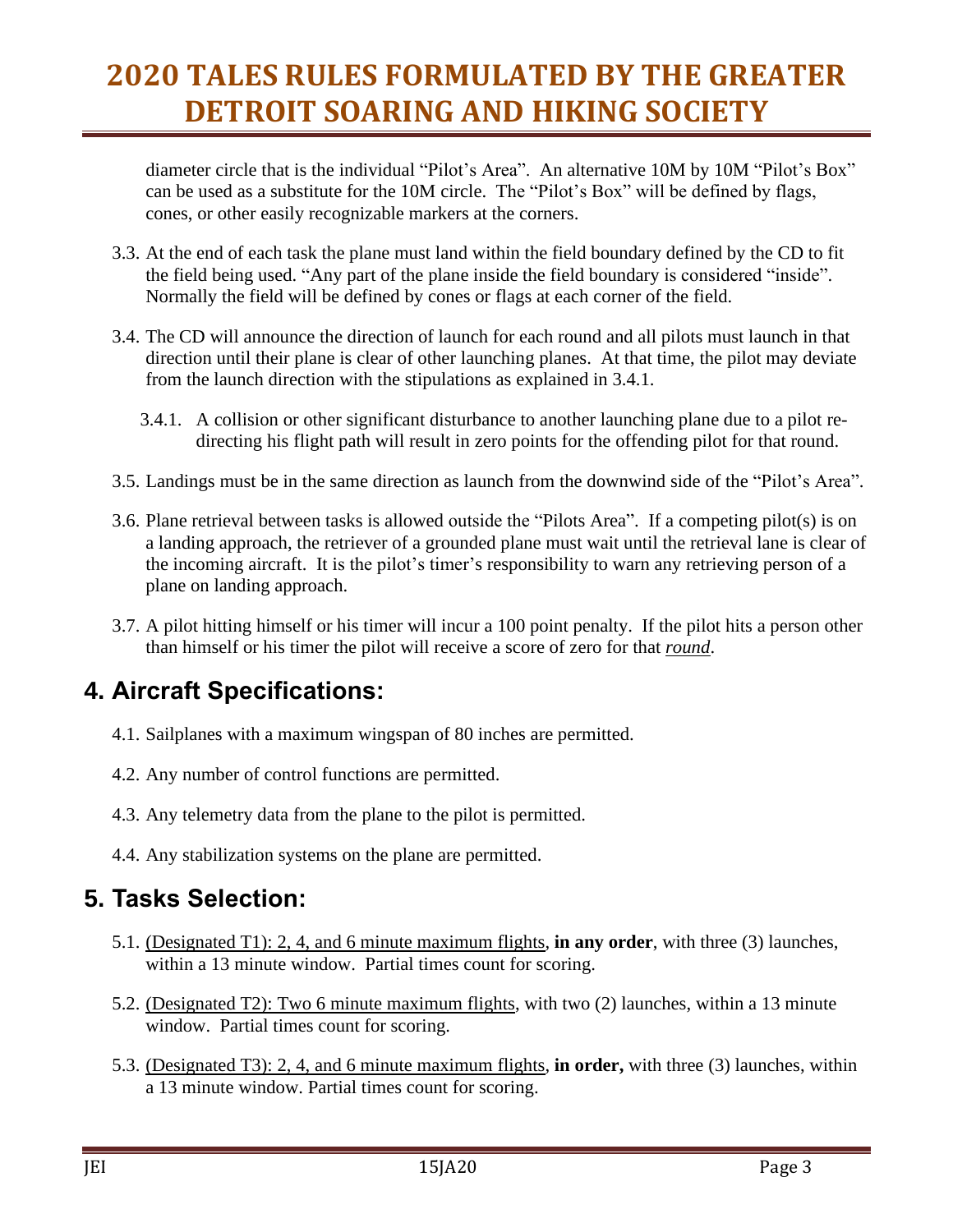diameter circle that is the individual “Pilot’s Area”. An alternative 10M by 10M “Pilot’s Box” can be used as a substitute for the 10M circle. The “Pilot’s Box” will be defined by flags, cones, or other easily recognizable markers at the corners.

3.3. At the end of each task the plane must land within the field boundary defined by the CD to fit the field being used. “Any part of the plane inside the field boundary is considered “inside”. Normally the field will be defined by cones or flags at each corner of the field.

3.4. The CD will announce the direction of launch for each round and all pilots must launch in that direction until their plane is clear of other launching planes. At that time, the pilot may deviate from the launch direction with the stipulations as explained in 3.4.1.

  3.4.1. A collision or other significant disturbance to another launching plane due to a pilot re-directing his flight path will result in zero points for the offending pilot for that round.

3.5. Landings must be in the same direction as launch from the downwind side of the “Pilot’s Area”.

3.6. Plane retrieval between tasks is allowed outside the “Pilots Area”. If a competing pilot(s) is on a landing approach, the retriever of a grounded plane must wait until the retrieval lane is clear of the incoming aircraft. It is the pilot’s timer’s responsibility to warn any retrieving person of a plane on landing approach.

3.7. A pilot hitting himself or his timer will incur a 100 point penalty. If the pilot hits a person other than himself or his timer the pilot will receive a score of zero for that ***round***.

## 4. Aircraft Specifications:

4.1. Sailplanes with a maximum wingspan of 80 inches are permitted.

4.2. Any number of control functions are permitted.

4.3. Any telemetry data from the plane to the pilot is permitted.

4.4. Any stabilization systems on the plane are permitted.

## 5. Tasks Selection:

5.1. (Designated T1): 2, 4, and 6 minute maximum flights, **in any order**, with three (3) launches, within a 13 minute window. Partial times count for scoring.

5.2. (Designated T2): Two 6 minute maximum flights, with two (2) launches, within a 13 minute window. Partial times count for scoring.

5.3. (Designated T3): 2, 4, and 6 minute maximum flights, **in order,** with three (3) launches, within a 13 minute window. Partial times count for scoring.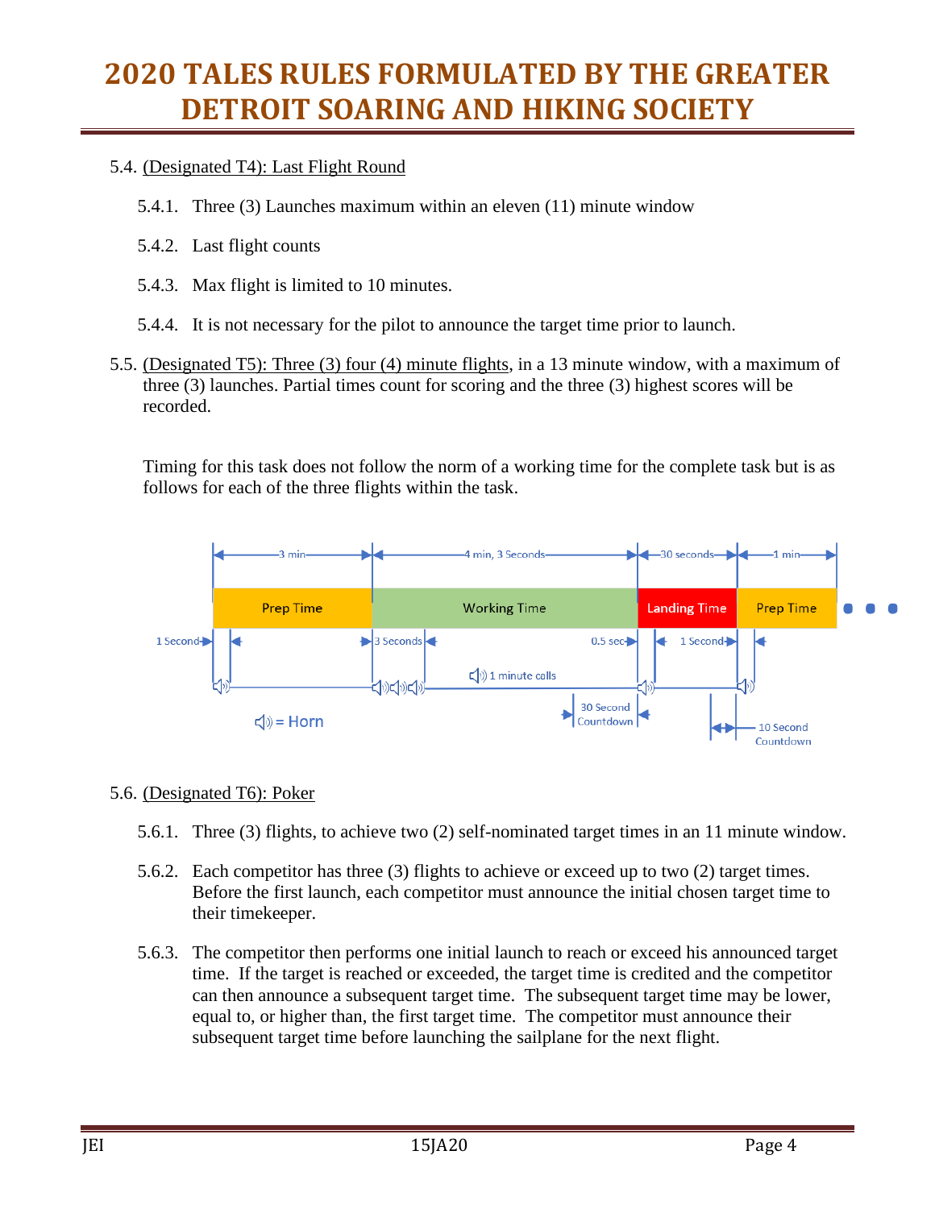5.4. <u>(Designated T4): Last Flight Round</u>

5.4.1. Three (3) Launches maximum within an eleven (11) minute window

5.4.2. Last flight counts

5.4.3. Max flight is limited to 10 minutes.

5.4.4. It is not necessary for the pilot to announce the target time prior to launch.

5.5. <u>(Designated T5): Three (3) four (4) minute flights</u>, in a 13 minute window, with a maximum of three (3) launches. Partial times count for scoring and the three (3) highest scores will be recorded.

Timing for this task does not follow the norm of a working time for the complete task but is as follows for each of the three flights within the task.

5.6. <u>(Designated T6): Poker</u>

5.6.1. Three (3) flights, to achieve two (2) self-nominated target times in an 11 minute window.

5.6.2. Each competitor has three (3) flights to achieve or exceed up to two (2) target times. Before the first launch, each competitor must announce the initial chosen target time to their timekeeper.

5.6.3. The competitor then performs one initial launch to reach or exceed his announced target time. If the target is reached or exceeded, the target time is credited and the competitor can then announce a subsequent target time. The subsequent target time may be lower, equal to, or higher than, the first target time. The competitor must announce their subsequent target time before launching the sailplane for the next flight.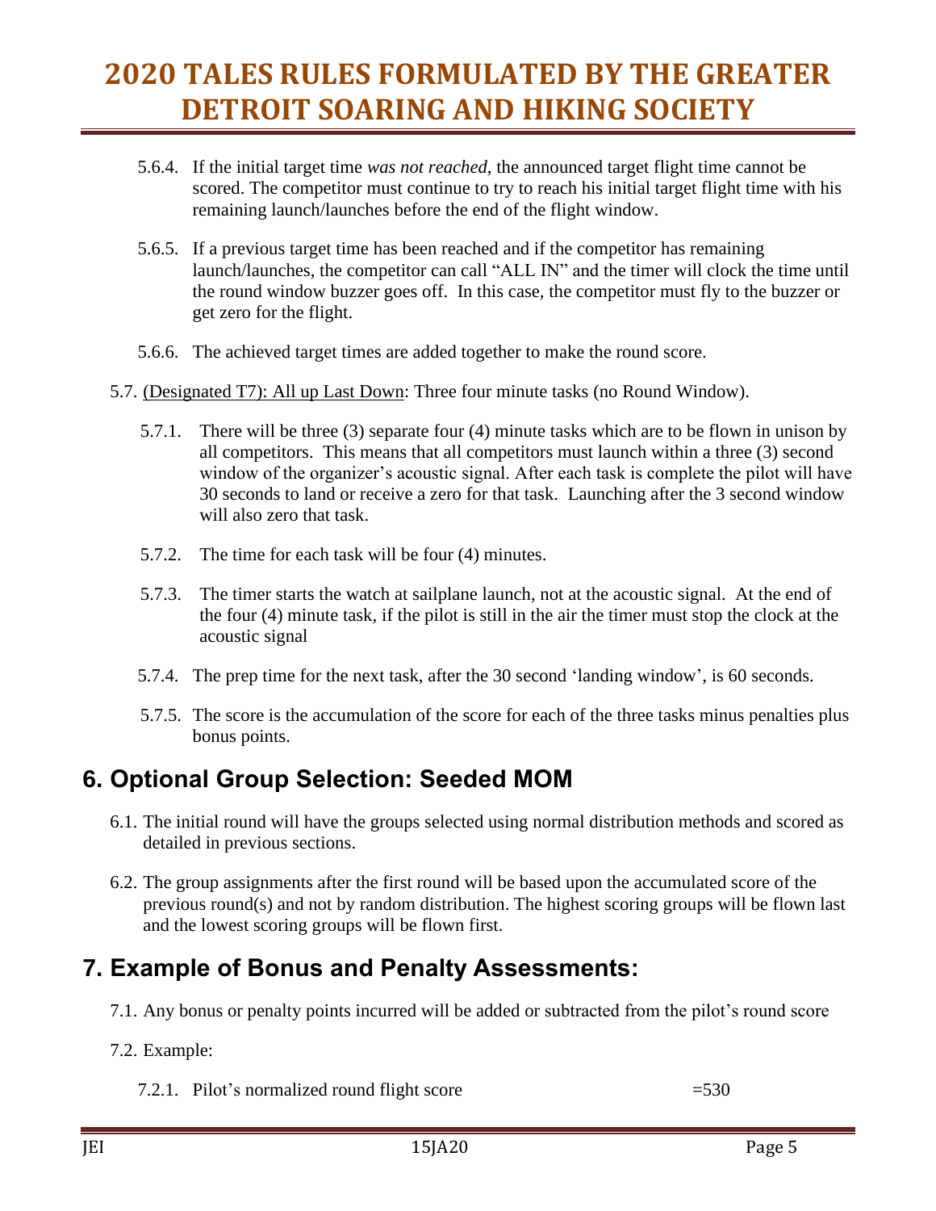5.6.4. If the initial target time *was not reached*, the announced target flight time cannot be scored. The competitor must continue to try to reach his initial target flight time with his remaining launch/launches before the end of the flight window.

5.6.5. If a previous target time has been reached and if the competitor has remaining launch/launches, the competitor can call "ALL IN" and the timer will clock the time until the round window buzzer goes off. In this case, the competitor must fly to the buzzer or get zero for the flight.

5.6.6. The achieved target times are added together to make the round score.

5.7. <u>(Designated T7): All up Last Down</u>: Three four minute tasks (no Round Window).

5.7.1. There will be three (3) separate four (4) minute tasks which are to be flown in unison by all competitors. This means that all competitors must launch within a three (3) second window of the organizer's acoustic signal. After each task is complete the pilot will have 30 seconds to land or receive a zero for that task. Launching after the 3 second window will also zero that task.

5.7.2. The time for each task will be four (4) minutes.

5.7.3. The timer starts the watch at sailplane launch, not at the acoustic signal. At the end of the four (4) minute task, if the pilot is still in the air the timer must stop the clock at the acoustic signal

5.7.4. The prep time for the next task, after the 30 second 'landing window', is 60 seconds.

5.7.5. The score is the accumulation of the score for each of the three tasks minus penalties plus bonus points.

## 6. Optional Group Selection: Seeded MOM

6.1. The initial round will have the groups selected using normal distribution methods and scored as detailed in previous sections.

6.2. The group assignments after the first round will be based upon the accumulated score of the previous round(s) and not by random distribution. The highest scoring groups will be flown last and the lowest scoring groups will be flown first.

## 7. Example of Bonus and Penalty Assessments:

7.1. Any bonus or penalty points incurred will be added or subtracted from the pilot's round score

7.2. Example:

7.2.1. Pilot's normalized round flight score =530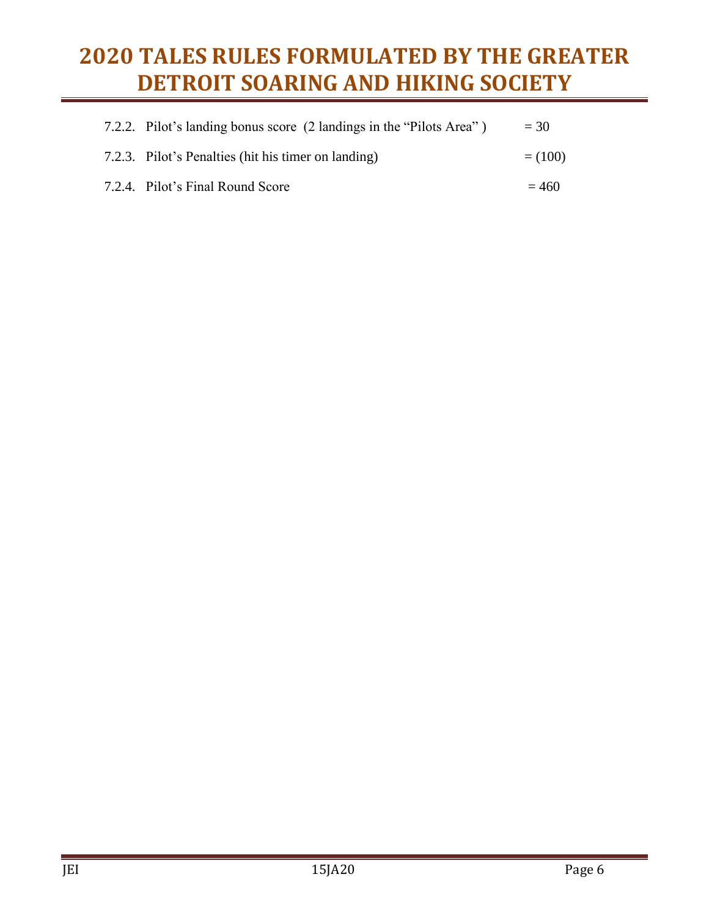7.2.2. Pilot's landing bonus score (2 landings in the "Pilots Area" ) = 30

7.2.3. Pilot's Penalties (hit his timer on landing) = (100)

7.2.4. Pilot's Final Round Score = 460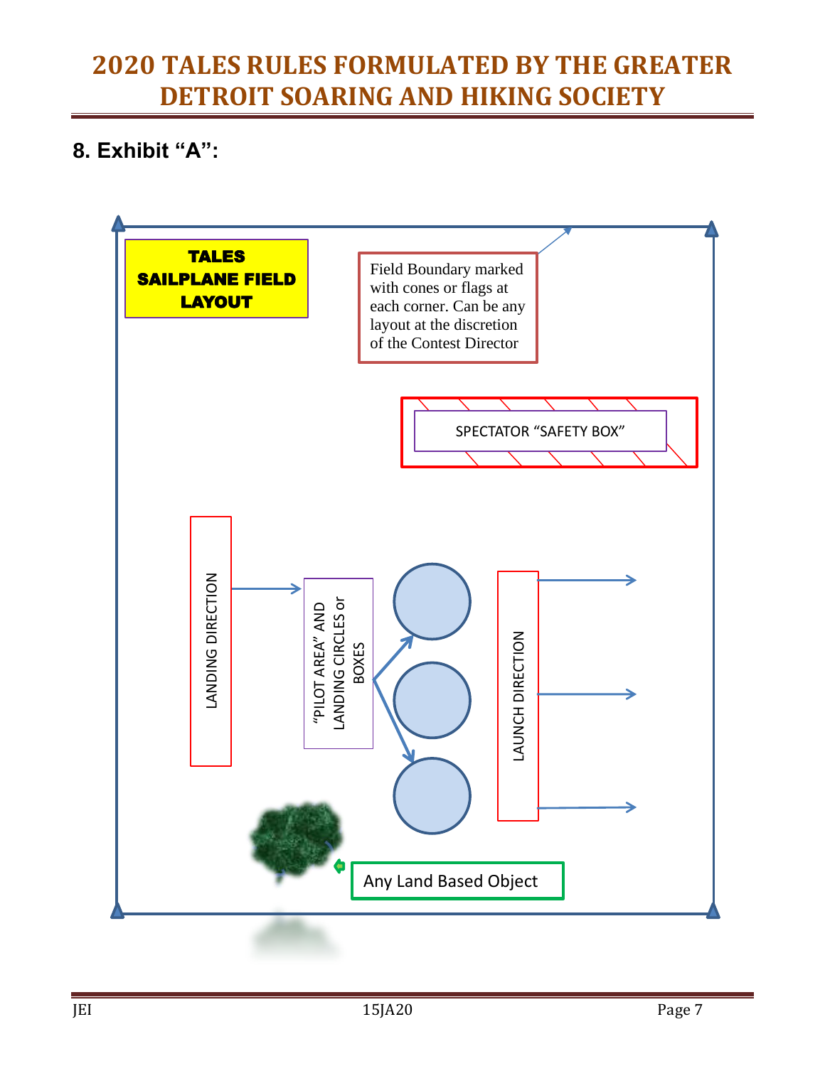## 8. Exhibit "A":

**TALES SAILPLANE FIELD LAYOUT**

Field Boundary marked with cones or flags at each corner. Can be any layout at the discretion of the Contest Director

SPECTATOR "SAFETY BOX"

LANDING DIRECTION

"PILOT AREA" AND LANDING CIRCLES or BOXES

LAUNCH DIRECTION

Any Land Based Object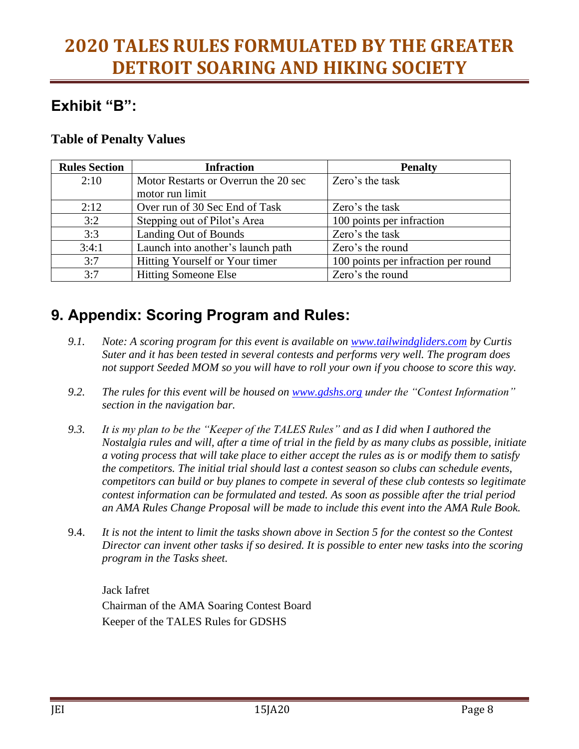## Exhibit "B":

### Table of Penalty Values

| Rules Section | Infraction | Penalty |
|---|---|---|
| 2:10 | Motor Restarts or Overrun the 20 sec motor run limit | Zero's the task |
| 2:12 | Over run of 30 Sec End of Task | Zero's the task |
| 3:2 | Stepping out of Pilot's Area | 100 points per infraction |
| 3:3 | Landing Out of Bounds | Zero's the task |
| 3:4:1 | Launch into another's launch path | Zero's the round |
| 3:7 | Hitting Yourself or Your timer | 100 points per infraction per round |
| 3:7 | Hitting Someone Else | Zero's the round |

## 9. Appendix: Scoring Program and Rules:

*9.1. Note: A scoring program for this event is available on [www.tailwindgliders.com](http://www.tailwindgliders.com) by Curtis Suter and it has been tested in several contests and performs very well. The program does not support Seeded MOM so you will have to roll your own if you choose to score this way.*

*9.2. The rules for this event will be housed on [www.gdshs.org](http://www.gdshs.org) under the "Contest Information" section in the navigation bar.*

*9.3. It is my plan to be the "Keeper of the TALES Rules" and as I did when I authored the Nostalgia rules and will, after a time of trial in the field by as many clubs as possible, initiate a voting process that will take place to either accept the rules as is or modify them to satisfy the competitors. The initial trial should last a contest season so clubs can schedule events, competitors can build or buy planes to compete in several of these club contests so legitimate contest information can be formulated and tested. As soon as possible after the trial period an AMA Rules Change Proposal will be made to include this event into the AMA Rule Book.*

9.4. *It is not the intent to limit the tasks shown above in Section 5 for the contest so the Contest Director can invent other tasks if so desired. It is possible to enter new tasks into the scoring program in the Tasks sheet.*

Jack Iafret
Chairman of the AMA Soaring Contest Board
Keeper of the TALES Rules for GDSHS